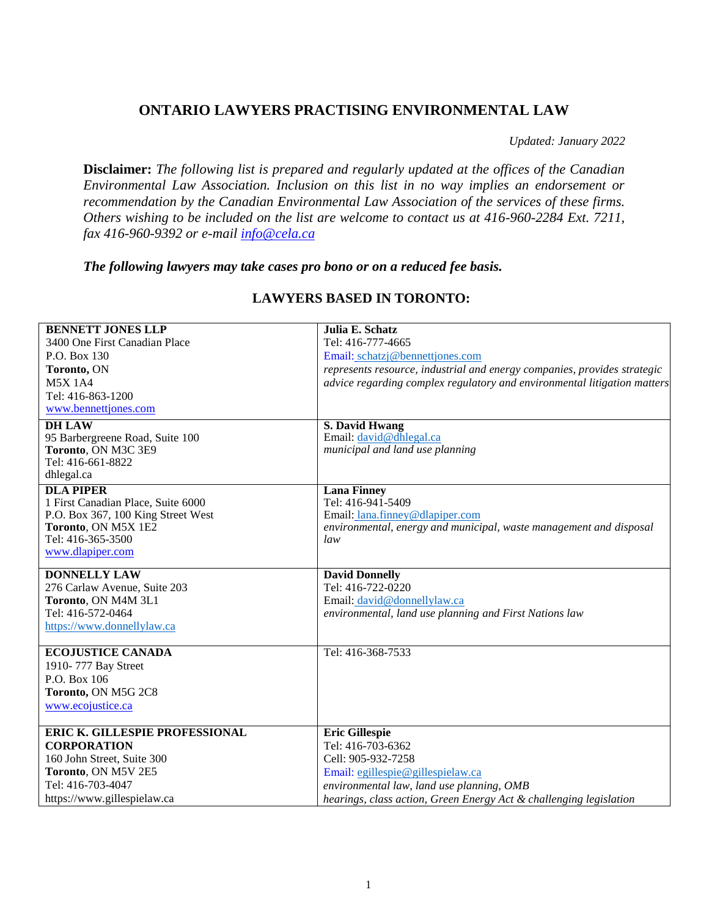# ONTARIO LAWYERS PRACTISING ENVIRONMENTAL LAW

*Updated: January 2022*

**Disclaimer:** *The following list is prepared and regularly updated at the offices of the Canadian Environmental Law Association. Inclusion on this list in no way implies an endorsement or recommendation by the Canadian Environmental Law Association of the services of these firms. Others wishing to be included on the list are welcome to contact us at 416-960-2284 Ext. 7211, fax 416-960-9392 or e-mail info@cela.ca*

***The following lawyers may take cases pro bono or on a reduced fee basis.***

## LAWYERS BASED IN TORONTO:

| | |
|---|---|
| **BENNETT JONES LLP**<br>3400 One First Canadian Place<br>P.O. Box 130<br>**Toronto,** ON<br>M5X 1A4<br>Tel: 416-863-1200<br>www.bennettjones.com | **Julia E. Schatz**<br>Tel: 416-777-4665<br>Email: schatzj@bennettjones.com<br>*represents resource, industrial and energy companies, provides strategic advice regarding complex regulatory and environmental litigation matters* |
| **DH LAW**<br>95 Barbergreene Road, Suite 100<br>**Toronto**, ON M3C 3E9<br>Tel: 416-661-8822<br>dhlegal.ca | **S. David Hwang**<br>Email: david@dhlegal.ca<br>*municipal and land use planning* |
| **DLA PIPER**<br>1 First Canadian Place, Suite 6000<br>P.O. Box 367, 100 King Street West<br>**Toronto**, ON M5X 1E2<br>Tel: 416-365-3500<br>www.dlapiper.com | **Lana Finney**<br>Tel: 416-941-5409<br>Email: lana.finney@dlapiper.com<br>*environmental, energy and municipal, waste management and disposal law* |
| **DONNELLY LAW**<br>276 Carlaw Avenue, Suite 203<br>**Toronto**, ON M4M 3L1<br>Tel: 416-572-0464<br>https://www.donnellylaw.ca | **David Donnelly**<br>Tel: 416-722-0220<br>Email: david@donnellylaw.ca<br>*environmental, land use planning and First Nations law* |
| **ECOJUSTICE CANADA**<br>1910- 777 Bay Street<br>P.O. Box 106<br>**Toronto,** ON M5G 2C8<br>www.ecojustice.ca | Tel: 416-368-7533 |
| **ERIC K. GILLESPIE PROFESSIONAL CORPORATION**<br>160 John Street, Suite 300<br>**Toronto**, ON M5V 2E5<br>Tel: 416-703-4047<br>https://www.gillespielaw.ca | **Eric Gillespie**<br>Tel: 416-703-6362<br>Cell: 905-932-7258<br>Email: egillespie@gillespielaw.ca<br>*environmental law, land use planning, OMB hearings, class action, Green Energy Act & challenging legislation* |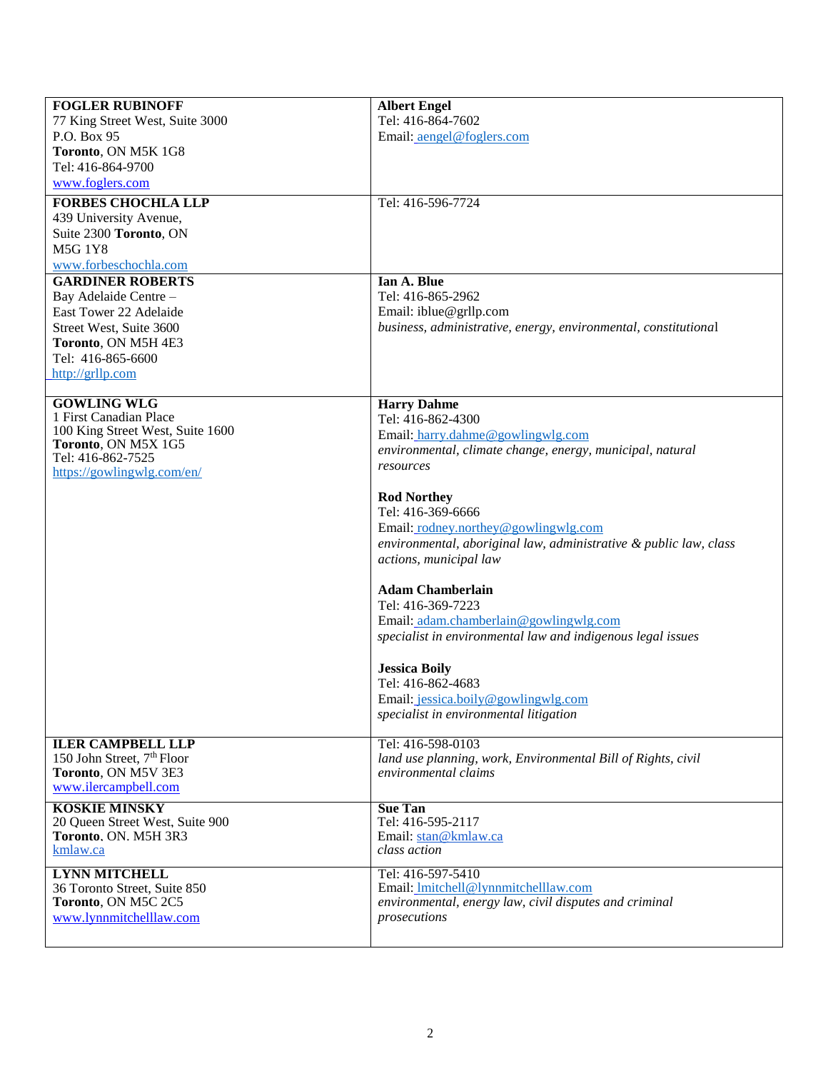| | |
|---|---|
| **FOGLER RUBINOFF**<br>77 King Street West, Suite 3000<br>P.O. Box 95<br>**Toronto**, ON M5K 1G8<br>Tel: 416-864-9700<br>www.foglers.com | **Albert Engel**<br>Tel: 416-864-7602<br>Email: aengel@foglers.com |
| **FORBES CHOCHLA LLP**<br>439 University Avenue,<br>Suite 2300 **Toronto**, ON<br>M5G 1Y8<br>www.forbeschochla.com | Tel: 416-596-7724 |
| **GARDINER ROBERTS**<br>Bay Adelaide Centre –<br>East Tower 22 Adelaide<br>Street West, Suite 3600<br>**Toronto**, ON M5H 4E3<br>Tel: 416-865-6600<br>http://grllp.com | **Ian A. Blue**<br>Tel: 416-865-2962<br>Email: iblue@grllp.com<br>*business, administrative, energy, environmental, constitutional* |
| **GOWLING WLG**<br>1 First Canadian Place<br>100 King Street West, Suite 1600<br>**Toronto**, ON M5X 1G5<br>Tel: 416-862-7525<br>https://gowlingwlg.com/en/ | **Harry Dahme**<br>Tel: 416-862-4300<br>Email: harry.dahme@gowlingwlg.com<br>*environmental, climate change, energy, municipal, natural resources*<br><br>**Rod Northey**<br>Tel: 416-369-6666<br>Email: rodney.northey@gowlingwlg.com<br>*environmental, aboriginal law, administrative & public law, class actions, municipal law*<br><br>**Adam Chamberlain**<br>Tel: 416-369-7223<br>Email: adam.chamberlain@gowlingwlg.com<br>*specialist in environmental law and indigenous legal issues*<br><br>**Jessica Boily**<br>Tel: 416-862-4683<br>Email: jessica.boily@gowlingwlg.com<br>*specialist in environmental litigation* |
| **ILER CAMPBELL LLP**<br>150 John Street, 7th Floor<br>**Toronto**, ON M5V 3E3<br>www.ilercampbell.com | Tel: 416-598-0103<br>*land use planning, work, Environmental Bill of Rights, civil environmental claims* |
| **KOSKIE MINSKY**<br>20 Queen Street West, Suite 900<br>**Toronto**, ON. M5H 3R3<br>kmlaw.ca | **Sue Tan**<br>Tel: 416-595-2117<br>Email: stan@kmlaw.ca<br>*class action* |
| **LYNN MITCHELL**<br>36 Toronto Street, Suite 850<br>**Toronto**, ON M5C 2C5<br>www.lynnmitchelllaw.com | Tel: 416-597-5410<br>Email: lmitchell@lynnmitchelllaw.com<br>*environmental, energy law, civil disputes and criminal prosecutions* |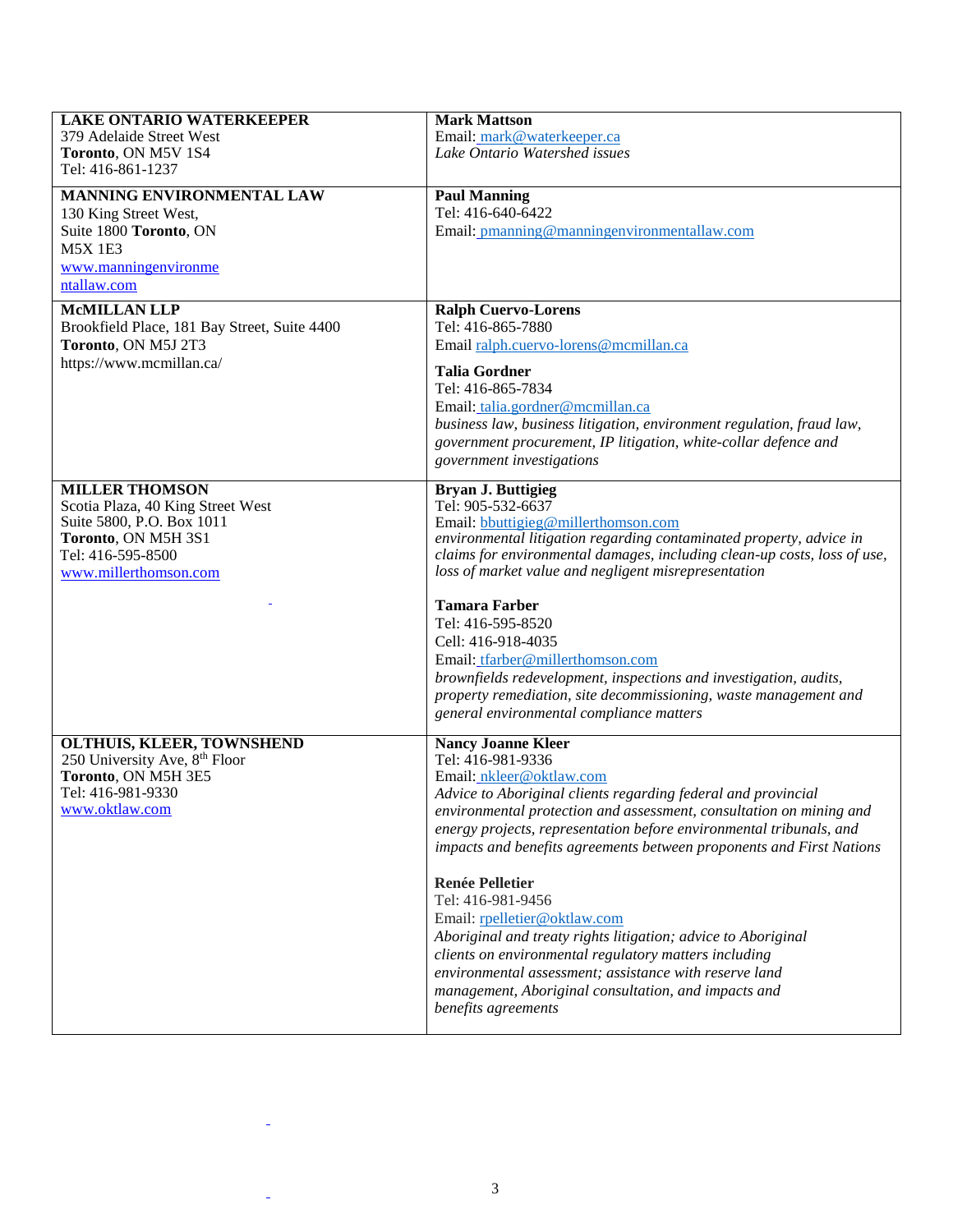| | |
|---|---|
| **LAKE ONTARIO WATERKEEPER**<br>379 Adelaide Street West<br>**Toronto**, ON M5V 1S4<br>Tel: 416-861-1237 | **Mark Mattson**<br>Email: mark@waterkeeper.ca<br>*Lake Ontario Watershed issues* |
| **MANNING ENVIRONMENTAL LAW**<br>130 King Street West,<br>Suite 1800 **Toronto**, ON<br>M5X 1E3<br>www.manningenvironmentallaw.com | **Paul Manning**<br>Tel: 416-640-6422<br>Email: pmanning@manningenvironmentallaw.com |
| **McMILLAN LLP**<br>Brookfield Place, 181 Bay Street, Suite 4400<br>**Toronto**, ON M5J 2T3<br>https://www.mcmillan.ca/ | **Ralph Cuervo-Lorens**<br>Tel: 416-865-7880<br>Email ralph.cuervo-lorens@mcmillan.ca<br><br>**Talia Gordner**<br>Tel: 416-865-7834<br>Email: talia.gordner@mcmillan.ca<br>*business law, business litigation, environment regulation, fraud law, government procurement, IP litigation, white-collar defence and government investigations* |
| **MILLER THOMSON**<br>Scotia Plaza, 40 King Street West<br>Suite 5800, P.O. Box 1011<br>**Toronto**, ON M5H 3S1<br>Tel: 416-595-8500<br>www.millerthomson.com | **Bryan J. Buttigieg**<br>Tel: 905-532-6637<br>Email: bbuttigieg@millerthomson.com<br>*environmental litigation regarding contaminated property, advice in claims for environmental damages, including clean-up costs, loss of use, loss of market value and negligent misrepresentation*<br><br>**Tamara Farber**<br>Tel: 416-595-8520<br>Cell: 416-918-4035<br>Email: tfarber@millerthomson.com<br>*brownfields redevelopment, inspections and investigation, audits, property remediation, site decommissioning, waste management and general environmental compliance matters* |
| **OLTHUIS, KLEER, TOWNSHEND**<br>250 University Ave, 8th Floor<br>**Toronto**, ON M5H 3E5<br>Tel: 416-981-9330<br>www.oktlaw.com | **Nancy Joanne Kleer**<br>Tel: 416-981-9336<br>Email: nkleer@oktlaw.com<br>*Advice to Aboriginal clients regarding federal and provincial environmental protection and assessment, consultation on mining and energy projects, representation before environmental tribunals, and impacts and benefits agreements between proponents and First Nations*<br><br>**Renée Pelletier**<br>Tel: 416-981-9456<br>Email: rpelletier@oktlaw.com<br>*Aboriginal and treaty rights litigation; advice to Aboriginal clients on environmental regulatory matters including environmental assessment; assistance with reserve land management, Aboriginal consultation, and impacts and benefits agreements* |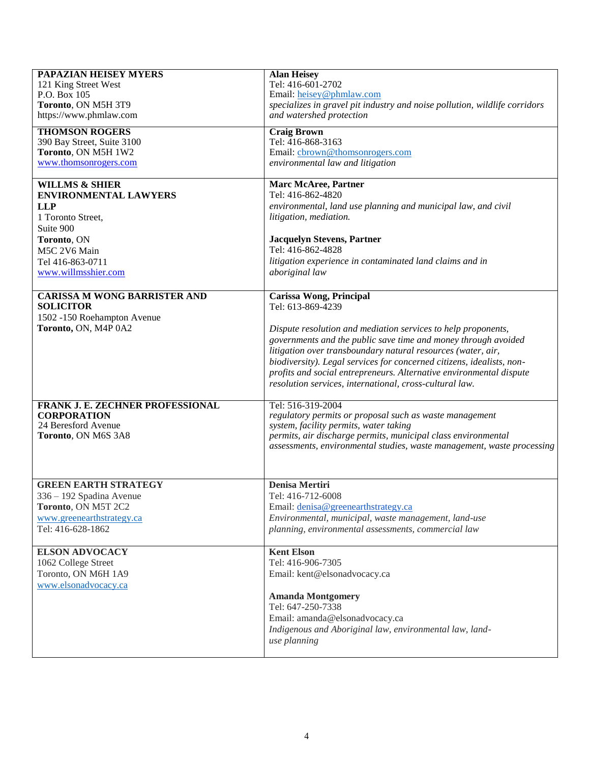| | |
|---|---|
| **PAPAZIAN HEISEY MYERS**<br>121 King Street West<br>P.O. Box 105<br>**Toronto**, ON M5H 3T9<br>https://www.phmlaw.com | **Alan Heisey**<br>Tel: 416-601-2702<br>Email: heisey@phmlaw.com<br>*specializes in gravel pit industry and noise pollution, wildlife corridors and watershed protection* |
| **THOMSON ROGERS**<br>390 Bay Street, Suite 3100<br>**Toronto**, ON M5H 1W2<br>www.thomsonrogers.com | **Craig Brown**<br>Tel: 416-868-3163<br>Email: cbrown@thomsonrogers.com<br>*environmental law and litigation* |
| **WILLMS & SHIER ENVIRONMENTAL LAWYERS LLP**<br>1 Toronto Street,<br>Suite 900<br>**Toronto**, ON<br>M5C 2V6 Main<br>Tel 416-863-0711<br>www.willmsshier.com | **Marc McAree, Partner**<br>Tel: 416-862-4820<br>*environmental, land use planning and municipal law, and civil litigation, mediation.*<br><br>**Jacquelyn Stevens, Partner**<br>Tel: 416-862-4828<br>*litigation experience in contaminated land claims and in aboriginal law* |
| **CARISSA M WONG BARRISTER AND SOLICITOR**<br>1502 -150 Roehampton Avenue<br>**Toronto,** ON, M4P 0A2 | **Carissa Wong, Principal**<br>Tel: 613-869-4239<br><br>*Dispute resolution and mediation services to help proponents, governments and the public save time and money through avoided litigation over transboundary natural resources (water, air, biodiversity). Legal services for concerned citizens, idealists, non-profits and social entrepreneurs. Alternative environmental dispute resolution services, international, cross-cultural law.* |
| **FRANK J. E. ZECHNER PROFESSIONAL CORPORATION**<br>24 Beresford Avenue<br>**Toronto**, ON M6S 3A8 | Tel: 516-319-2004<br>*regulatory permits or proposal such as waste management system, facility permits, water taking permits, air discharge permits, municipal class environmental assessments, environmental studies, waste management, waste processing* |
| **GREEN EARTH STRATEGY**<br>336 – 192 Spadina Avenue<br>**Toronto**, ON M5T 2C2<br>www.greenearthstrategy.ca<br>Tel: 416-628-1862 | **Denisa Mertiri**<br>Tel: 416-712-6008<br>Email: denisa@greenearthstrategy.ca<br>*Environmental, municipal, waste management, land-use planning, environmental assessments, commercial law* |
| **ELSON ADVOCACY**<br>1062 College Street<br>Toronto, ON M6H 1A9<br>www.elsonadvocacy.ca | **Kent Elson**<br>Tel: 416-906-7305<br>Email: kent@elsonadvocacy.ca<br><br>**Amanda Montgomery**<br>Tel: 647-250-7338<br>Email: amanda@elsonadvocacy.ca<br>*Indigenous and Aboriginal law, environmental law, land-use planning* |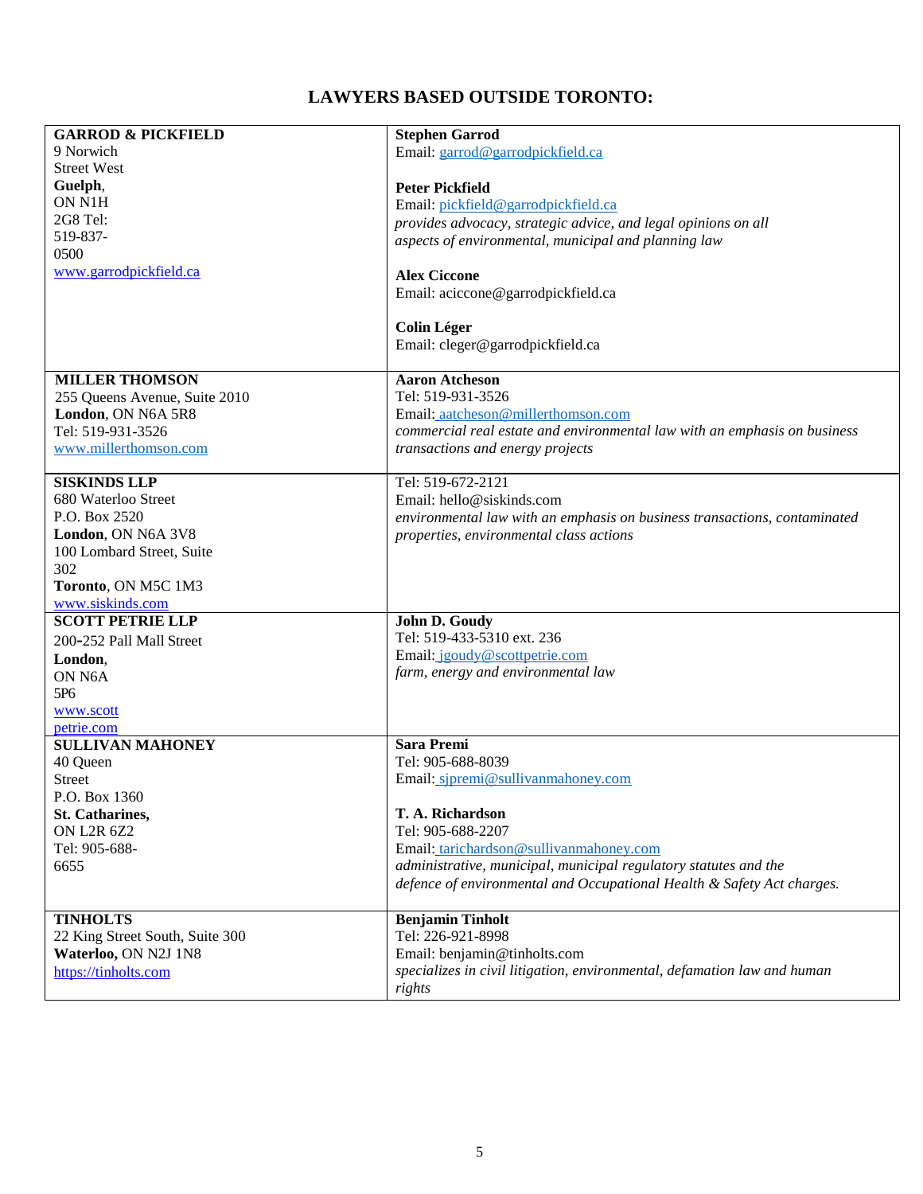## LAWYERS BASED OUTSIDE TORONTO:

| | |
|---|---|
| **GARROD & PICKFIELD**<br>9 Norwich Street West<br>**Guelph**, ON N1H 2G8 Tel: 519-837-0500<br>www.garrodpickfield.ca | **Stephen Garrod**<br>Email: garrod@garrodpickfield.ca<br><br>**Peter Pickfield**<br>Email: pickfield@garrodpickfield.ca<br>*provides advocacy, strategic advice, and legal opinions on all aspects of environmental, municipal and planning law*<br><br>**Alex Ciccone**<br>Email: aciccone@garrodpickfield.ca<br><br>**Colin Léger**<br>Email: cleger@garrodpickfield.ca |
| **MILLER THOMSON**<br>255 Queens Avenue, Suite 2010<br>**London**, ON N6A 5R8<br>Tel: 519-931-3526<br>www.millerthomson.com | **Aaron Atcheson**<br>Tel: 519-931-3526<br>Email: aatcheson@millerthomson.com<br>*commercial real estate and environmental law with an emphasis on business transactions and energy projects* |
| **SISKINDS LLP**<br>680 Waterloo Street<br>P.O. Box 2520<br>**London**, ON N6A 3V8<br>100 Lombard Street, Suite 302<br>**Toronto**, ON M5C 1M3<br>www.siskinds.com | Tel: 519-672-2121<br>Email: hello@siskinds.com<br>*environmental law with an emphasis on business transactions, contaminated properties, environmental class actions* |
| **SCOTT PETRIE LLP**<br>200-252 Pall Mall Street<br>**London**, ON N6A 5P6<br>www.scottpetrie.com | **John D. Goudy**<br>Tel: 519-433-5310 ext. 236<br>Email: jgoudy@scottpetrie.com<br>*farm, energy and environmental law* |
| **SULLIVAN MAHONEY**<br>40 Queen Street<br>P.O. Box 1360<br>**St. Catharines,** ON L2R 6Z2<br>Tel: 905-688-6655 | **Sara Premi**<br>Tel: 905-688-8039<br>Email: sjpremi@sullivanmahoney.com<br><br>**T. A. Richardson**<br>Tel: 905-688-2207<br>Email: tarichardson@sullivanmahoney.com<br>*administrative, municipal, municipal regulatory statutes and the defence of environmental and Occupational Health & Safety Act charges.* |
| **TINHOLTS**<br>22 King Street South, Suite 300<br>**Waterloo,** ON N2J 1N8<br>https://tinholts.com | **Benjamin Tinholt**<br>Tel: 226-921-8998<br>Email: benjamin@tinholts.com<br>*specializes in civil litigation, environmental, defamation law and human rights* |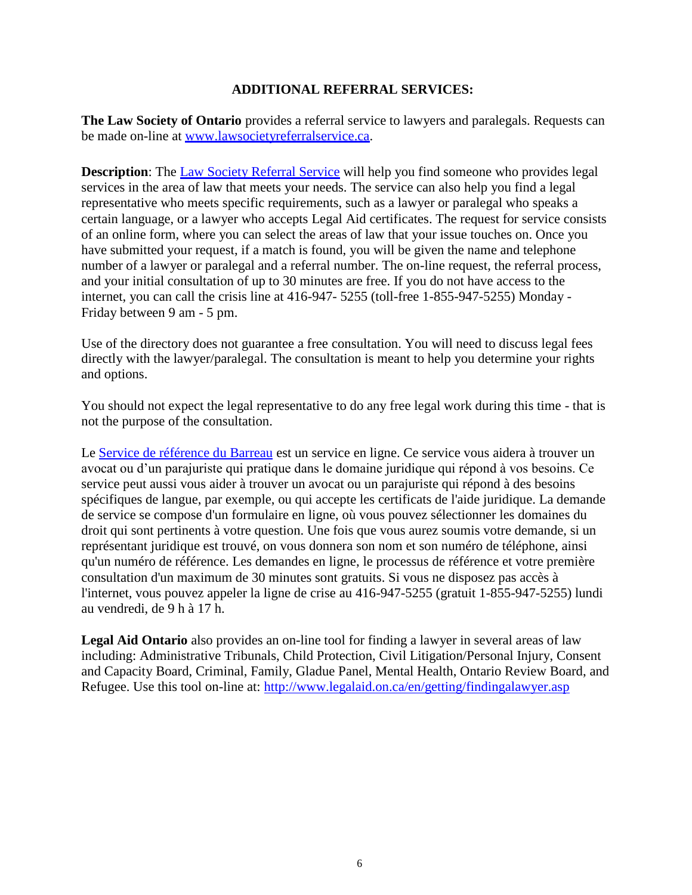## ADDITIONAL REFERRAL SERVICES:

**The Law Society of Ontario** provides a referral service to lawyers and paralegals. Requests can be made on-line at [www.lawsocietyreferralservice.ca](http://www.lawsocietyreferralservice.ca).

**Description**: The [Law Society Referral Service](http://www.lawsocietyreferralservice.ca) will help you find someone who provides legal services in the area of law that meets your needs. The service can also help you find a legal representative who meets specific requirements, such as a lawyer or paralegal who speaks a certain language, or a lawyer who accepts Legal Aid certificates. The request for service consists of an online form, where you can select the areas of law that your issue touches on. Once you have submitted your request, if a match is found, you will be given the name and telephone number of a lawyer or paralegal and a referral number. The on-line request, the referral process, and your initial consultation of up to 30 minutes are free. If you do not have access to the internet, you can call the crisis line at 416-947- 5255 (toll-free 1-855-947-5255) Monday - Friday between 9 am - 5 pm.

Use of the directory does not guarantee a free consultation. You will need to discuss legal fees directly with the lawyer/paralegal. The consultation is meant to help you determine your rights and options.

You should not expect the legal representative to do any free legal work during this time - that is not the purpose of the consultation.

Le Service de référence du Barreau est un service en ligne. Ce service vous aidera à trouver un avocat ou d'un parajuriste qui pratique dans le domaine juridique qui répond à vos besoins. Ce service peut aussi vous aider à trouver un avocat ou un parajuriste qui répond à des besoins spécifiques de langue, par exemple, ou qui accepte les certificats de l'aide juridique. La demande de service se compose d'un formulaire en ligne, où vous pouvez sélectionner les domaines du droit qui sont pertinents à votre question. Une fois que vous aurez soumis votre demande, si un représentant juridique est trouvé, on vous donnera son nom et son numéro de téléphone, ainsi qu'un numéro de référence. Les demandes en ligne, le processus de référence et votre première consultation d'un maximum de 30 minutes sont gratuits. Si vous ne disposez pas accès à l'internet, vous pouvez appeler la ligne de crise au 416-947-5255 (gratuit 1-855-947-5255) lundi au vendredi, de 9 h à 17 h.

**Legal Aid Ontario** also provides an on-line tool for finding a lawyer in several areas of law including: Administrative Tribunals, Child Protection, Civil Litigation/Personal Injury, Consent and Capacity Board, Criminal, Family, Gladue Panel, Mental Health, Ontario Review Board, and Refugee. Use this tool on-line at: [http://www.legalaid.on.ca/en/getting/findingalawyer.asp](http://www.legalaid.on.ca/en/getting/findingalawyer.asp)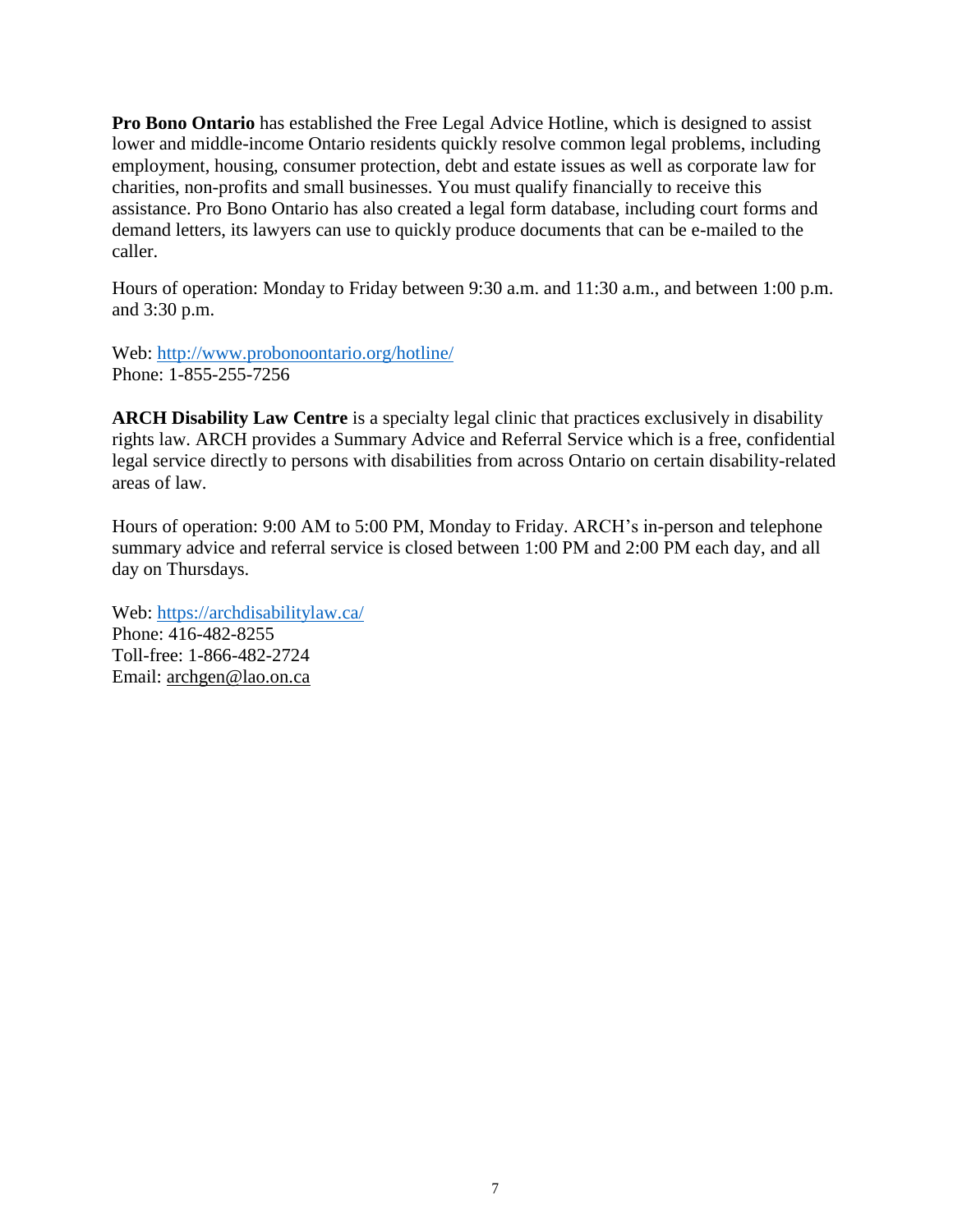**Pro Bono Ontario** has established the Free Legal Advice Hotline, which is designed to assist lower and middle-income Ontario residents quickly resolve common legal problems, including employment, housing, consumer protection, debt and estate issues as well as corporate law for charities, non-profits and small businesses. You must qualify financially to receive this assistance. Pro Bono Ontario has also created a legal form database, including court forms and demand letters, its lawyers can use to quickly produce documents that can be e-mailed to the caller.

Hours of operation: Monday to Friday between 9:30 a.m. and 11:30 a.m., and between 1:00 p.m. and 3:30 p.m.

Web: http://www.probonoontario.org/hotline/
Phone: 1-855-255-7256

**ARCH Disability Law Centre** is a specialty legal clinic that practices exclusively in disability rights law. ARCH provides a Summary Advice and Referral Service which is a free, confidential legal service directly to persons with disabilities from across Ontario on certain disability-related areas of law.

Hours of operation: 9:00 AM to 5:00 PM, Monday to Friday. ARCH's in-person and telephone summary advice and referral service is closed between 1:00 PM and 2:00 PM each day, and all day on Thursdays.

Web: https://archdisabilitylaw.ca/
Phone: 416-482-8255
Toll-free: 1-866-482-2724
Email: archgen@lao.on.ca